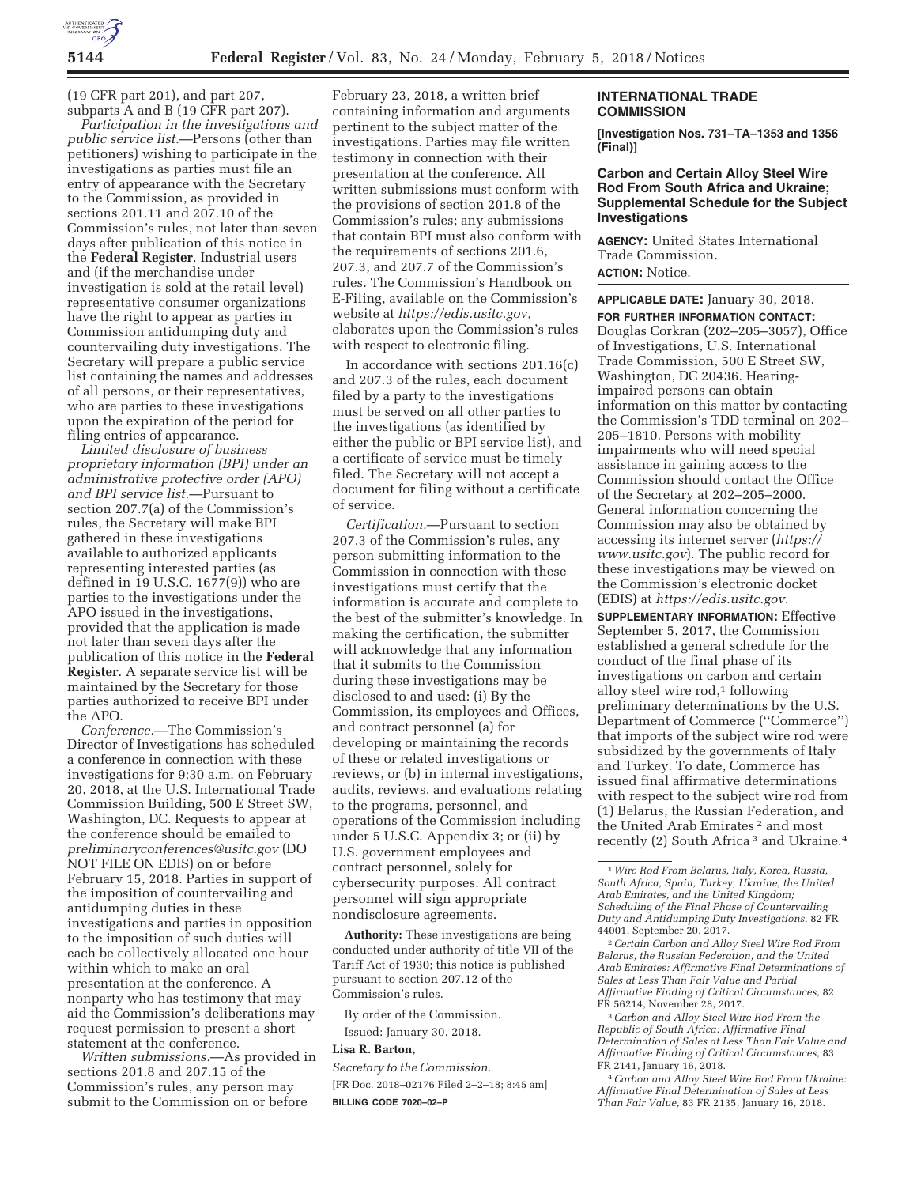(19 CFR part 201), and part 207, subparts A and B (19 CFR part 207).

*Participation in the investigations and public service list.*—Persons (other than petitioners) wishing to participate in the investigations as parties must file an entry of appearance with the Secretary to the Commission, as provided in sections 201.11 and 207.10 of the Commission's rules, not later than seven days after publication of this notice in the **Federal Register**. Industrial users and (if the merchandise under investigation is sold at the retail level) representative consumer organizations have the right to appear as parties in Commission antidumping duty and countervailing duty investigations. The Secretary will prepare a public service list containing the names and addresses of all persons, or their representatives, who are parties to these investigations upon the expiration of the period for filing entries of appearance.

*Limited disclosure of business proprietary information (BPI) under an administrative protective order (APO) and BPI service list.*—Pursuant to section 207.7(a) of the Commission's rules, the Secretary will make BPI gathered in these investigations available to authorized applicants representing interested parties (as defined in 19 U.S.C. 1677(9)) who are parties to the investigations under the APO issued in the investigations, provided that the application is made not later than seven days after the publication of this notice in the **Federal Register**. A separate service list will be maintained by the Secretary for those parties authorized to receive BPI under the APO.

*Conference.*—The Commission's Director of Investigations has scheduled a conference in connection with these investigations for 9:30 a.m. on February 20, 2018, at the U.S. International Trade Commission Building, 500 E Street SW, Washington, DC. Requests to appear at the conference should be emailed to *preliminaryconferences@usitc.gov* (DO NOT FILE ON EDIS) on or before February 15, 2018. Parties in support of the imposition of countervailing and antidumping duties in these investigations and parties in opposition to the imposition of such duties will each be collectively allocated one hour within which to make an oral presentation at the conference. A nonparty who has testimony that may aid the Commission's deliberations may request permission to present a short statement at the conference.

*Written submissions.*—As provided in sections 201.8 and 207.15 of the Commission's rules, any person may submit to the Commission on or before February 23, 2018, a written brief containing information and arguments pertinent to the subject matter of the investigations. Parties may file written testimony in connection with their presentation at the conference. All written submissions must conform with the provisions of section 201.8 of the Commission's rules; any submissions that contain BPI must also conform with the requirements of sections 201.6, 207.3, and 207.7 of the Commission's rules. The Commission's Handbook on E-Filing, available on the Commission's website at *https://edis.usitc.gov,* elaborates upon the Commission's rules with respect to electronic filing.

In accordance with sections 201.16(c) and 207.3 of the rules, each document filed by a party to the investigations must be served on all other parties to the investigations (as identified by either the public or BPI service list), and a certificate of service must be timely filed. The Secretary will not accept a document for filing without a certificate of service.

*Certification.*—Pursuant to section 207.3 of the Commission's rules, any person submitting information to the Commission in connection with these investigations must certify that the information is accurate and complete to the best of the submitter's knowledge. In making the certification, the submitter will acknowledge that any information that it submits to the Commission during these investigations may be disclosed to and used: (i) By the Commission, its employees and Offices, and contract personnel (a) for developing or maintaining the records of these or related investigations or reviews, or (b) in internal investigations, audits, reviews, and evaluations relating to the programs, personnel, and operations of the Commission including under 5 U.S.C. Appendix 3; or (ii) by U.S. government employees and contract personnel, solely for cybersecurity purposes. All contract personnel will sign appropriate nondisclosure agreements.

**Authority:** These investigations are being conducted under authority of title VII of the Tariff Act of 1930; this notice is published pursuant to section 207.12 of the Commission's rules.

By order of the Commission.

Issued: January 30, 2018.

**Lisa R. Barton,**

*Secretary to the Commission.*

[FR Doc. 2018–02176 Filed 2–2–18; 8:45 am]

**BILLING CODE 7020–02–P**

## INTERNATIONAL TRADE COMMISSION

**[Investigation Nos. 731–TA–1353 and 1356 (Final)]**

## Carbon and Certain Alloy Steel Wire Rod From South Africa and Ukraine; Supplemental Schedule for the Subject Investigations

**AGENCY:** United States International Trade Commission.

**ACTION:** Notice.

**APPLICABLE DATE:** January 30, 2018.

**FOR FURTHER INFORMATION CONTACT:** Douglas Corkran (202–205–3057), Office of Investigations, U.S. International Trade Commission, 500 E Street SW, Washington, DC 20436. Hearing-impaired persons can obtain information on this matter by contacting the Commission's TDD terminal on 202–205–1810. Persons with mobility impairments who will need special assistance in gaining access to the Commission should contact the Office of the Secretary at 202–205–2000. General information concerning the Commission may also be obtained by accessing its internet server (*https://www.usitc.gov*). The public record for these investigations may be viewed on the Commission's electronic docket (EDIS) at *https://edis.usitc.gov.*

**SUPPLEMENTARY INFORMATION:** Effective September 5, 2017, the Commission established a general schedule for the conduct of the final phase of its investigations on carbon and certain alloy steel wire rod,[1] following preliminary determinations by the U.S. Department of Commerce (''Commerce'') that imports of the subject wire rod were subsidized by the governments of Italy and Turkey. To date, Commerce has issued final affirmative determinations with respect to the subject wire rod from (1) Belarus, the Russian Federation, and the United Arab Emirates [2] and most recently (2) South Africa [3] and Ukraine.[4]

[1] *Wire Rod From Belarus, Italy, Korea, Russia, South Africa, Spain, Turkey, Ukraine, the United Arab Emirates, and the United Kingdom; Scheduling of the Final Phase of Countervailing Duty and Antidumping Duty Investigations,* 82 FR 44001, September 20, 2017.

[2] *Certain Carbon and Alloy Steel Wire Rod From Belarus, the Russian Federation, and the United Arab Emirates: Affirmative Final Determinations of Sales at Less Than Fair Value and Partial Affirmative Finding of Critical Circumstances,* 82 FR 56214, November 28, 2017.

[3] *Carbon and Alloy Steel Wire Rod From the Republic of South Africa: Affirmative Final Determination of Sales at Less Than Fair Value and Affirmative Finding of Critical Circumstances,* 83 FR 2141, January 16, 2018.

[4] *Carbon and Alloy Steel Wire Rod From Ukraine: Affirmative Final Determination of Sales at Less Than Fair Value,* 83 FR 2135, January 16, 2018.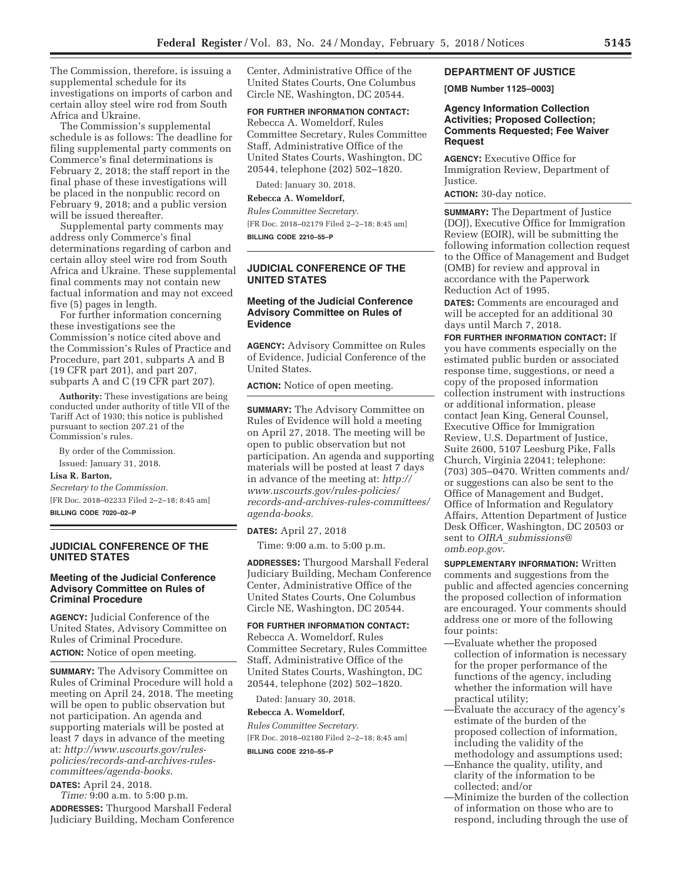The Commission, therefore, is issuing a supplemental schedule for its investigations on imports of carbon and certain alloy steel wire rod from South Africa and Ukraine.

The Commission's supplemental schedule is as follows: The deadline for filing supplemental party comments on Commerce's final determinations is February 2, 2018; the staff report in the final phase of these investigations will be placed in the nonpublic record on February 9, 2018; and a public version will be issued thereafter.

Supplemental party comments may address only Commerce's final determinations regarding of carbon and certain alloy steel wire rod from South Africa and Ukraine. These supplemental final comments may not contain new factual information and may not exceed five (5) pages in length.

For further information concerning these investigations see the Commission's notice cited above and the Commission's Rules of Practice and Procedure, part 201, subparts A and B (19 CFR part 201), and part 207, subparts A and C (19 CFR part 207).

**Authority:** These investigations are being conducted under authority of title VII of the Tariff Act of 1930; this notice is published pursuant to section 207.21 of the Commission's rules.

By order of the Commission.

Issued: January 31, 2018.

**Lisa R. Barton,**

*Secretary to the Commission.*

[FR Doc. 2018–02233 Filed 2–2–18; 8:45 am]

**BILLING CODE 7020–02–P**

## JUDICIAL CONFERENCE OF THE UNITED STATES

### Meeting of the Judicial Conference Advisory Committee on Rules of Criminal Procedure

**AGENCY:** Judicial Conference of the United States, Advisory Committee on Rules of Criminal Procedure.

**ACTION:** Notice of open meeting.

**SUMMARY:** The Advisory Committee on Rules of Criminal Procedure will hold a meeting on April 24, 2018. The meeting will be open to public observation but not participation. An agenda and supporting materials will be posted at least 7 days in advance of the meeting at: *http://www.uscourts.gov/rules-policies/records-and-archives-rules-committees/agenda-books.*

**DATES:** April 24, 2018.

*Time:* 9:00 a.m. to 5:00 p.m.

**ADDRESSES:** Thurgood Marshall Federal Judiciary Building, Mecham Conference Center, Administrative Office of the United States Courts, One Columbus Circle NE, Washington, DC 20544.

**FOR FURTHER INFORMATION CONTACT:** Rebecca A. Womeldorf, Rules Committee Secretary, Rules Committee Staff, Administrative Office of the United States Courts, Washington, DC 20544, telephone (202) 502–1820.

Dated: January 30, 2018.

**Rebecca A. Womeldorf,**

*Rules Committee Secretary.*

[FR Doc. 2018–02179 Filed 2–2–18; 8:45 am]

**BILLING CODE 2210–55–P**

## JUDICIAL CONFERENCE OF THE UNITED STATES

### Meeting of the Judicial Conference Advisory Committee on Rules of Evidence

**AGENCY:** Advisory Committee on Rules of Evidence, Judicial Conference of the United States.

**ACTION:** Notice of open meeting.

**SUMMARY:** The Advisory Committee on Rules of Evidence will hold a meeting on April 27, 2018. The meeting will be open to public observation but not participation. An agenda and supporting materials will be posted at least 7 days in advance of the meeting at: *http://www.uscourts.gov/rules-policies/records-and-archives-rules-committees/agenda-books.*

**DATES:** April 27, 2018

Time: 9:00 a.m. to 5:00 p.m.

**ADDRESSES:** Thurgood Marshall Federal Judiciary Building, Mecham Conference Center, Administrative Office of the United States Courts, One Columbus Circle NE, Washington, DC 20544.

**FOR FURTHER INFORMATION CONTACT:** Rebecca A. Womeldorf, Rules Committee Secretary, Rules Committee Staff, Administrative Office of the United States Courts, Washington, DC 20544, telephone (202) 502–1820.

Dated: January 30, 2018.

**Rebecca A. Womeldorf,**

*Rules Committee Secretary.*

[FR Doc. 2018–02180 Filed 2–2–18; 8:45 am]

**BILLING CODE 2210–55–P**

## DEPARTMENT OF JUSTICE

**[OMB Number 1125–0003]**

### Agency Information Collection Activities; Proposed Collection; Comments Requested; Fee Waiver Request

**AGENCY:** Executive Office for Immigration Review, Department of Justice.

**ACTION:** 30-day notice.

**SUMMARY:** The Department of Justice (DOJ), Executive Office for Immigration Review (EOIR), will be submitting the following information collection request to the Office of Management and Budget (OMB) for review and approval in accordance with the Paperwork Reduction Act of 1995.

**DATES:** Comments are encouraged and will be accepted for an additional 30 days until March 7, 2018.

**FOR FURTHER INFORMATION CONTACT:** If you have comments especially on the estimated public burden or associated response time, suggestions, or need a copy of the proposed information collection instrument with instructions or additional information, please contact Jean King, General Counsel, Executive Office for Immigration Review, U.S. Department of Justice, Suite 2600, 5107 Leesburg Pike, Falls Church, Virginia 22041; telephone: (703) 305–0470. Written comments and/or suggestions can also be sent to the Office of Management and Budget, Office of Information and Regulatory Affairs, Attention Department of Justice Desk Officer, Washington, DC 20503 or sent to *OIRA_submissions@omb.eop.gov.*

**SUPPLEMENTARY INFORMATION:** Written comments and suggestions from the public and affected agencies concerning the proposed collection of information are encouraged. Your comments should address one or more of the following four points:

—Evaluate whether the proposed collection of information is necessary for the proper performance of the functions of the agency, including whether the information will have practical utility;

—Evaluate the accuracy of the agency's estimate of the burden of the proposed collection of information, including the validity of the methodology and assumptions used;

—Enhance the quality, utility, and clarity of the information to be collected; and/or

—Minimize the burden of the collection of information on those who are to respond, including through the use of